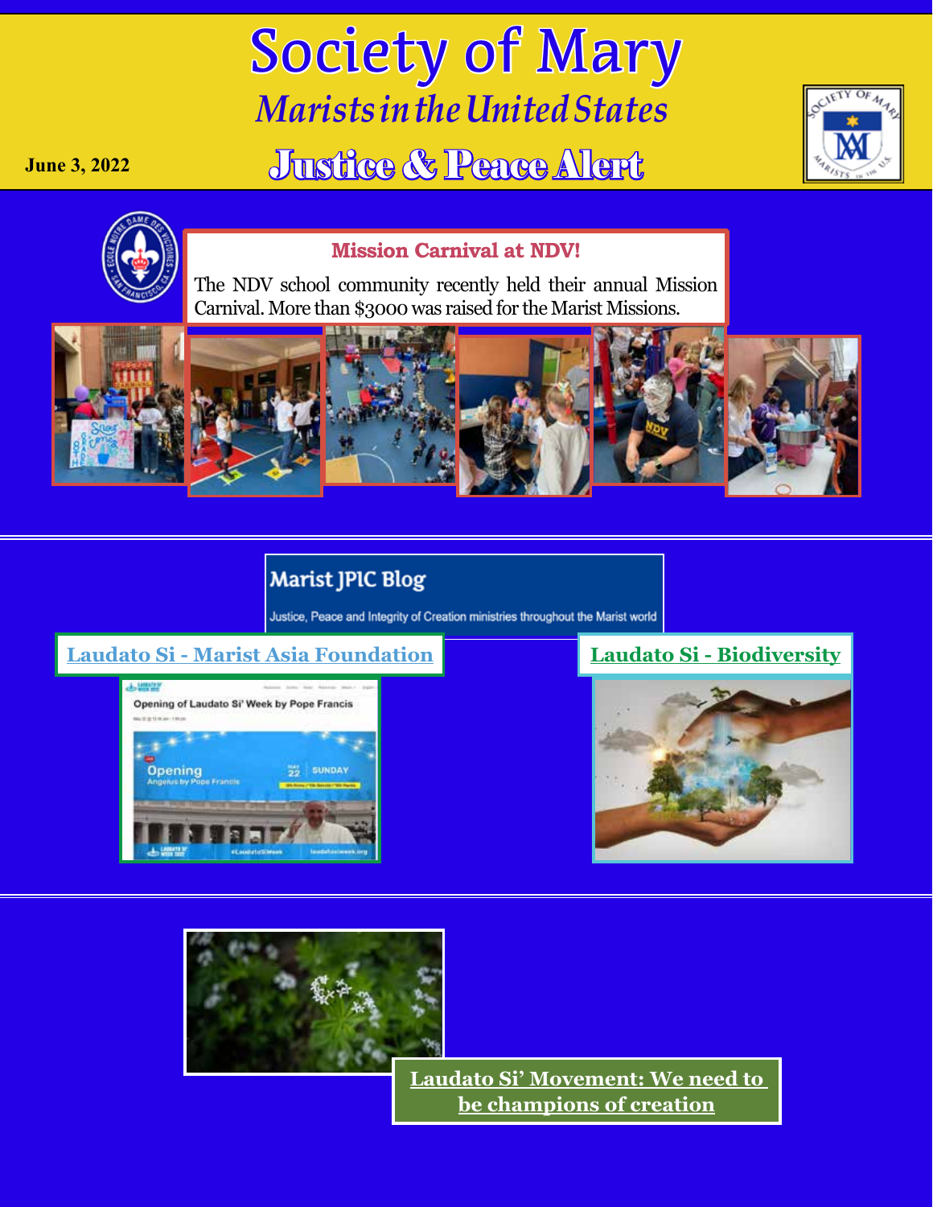# Society of Mary

## *Marists in the United States*

June 3, 2022

## Justice & Peace Alert

### Mission Carnival at NDV!

The NDV school community recently held their annual Mission Carnival. More than $3000 was raised for the Marist Missions.

---

**Marist JPIC Blog**

Justice, Peace and Integrity of Creation ministries throughout the Marist world

**Laudato Si - Marist Asia Foundation**

**Laudato Si - Biodiversity**

---

**Laudato Si' Movement: We need to be champions of creation**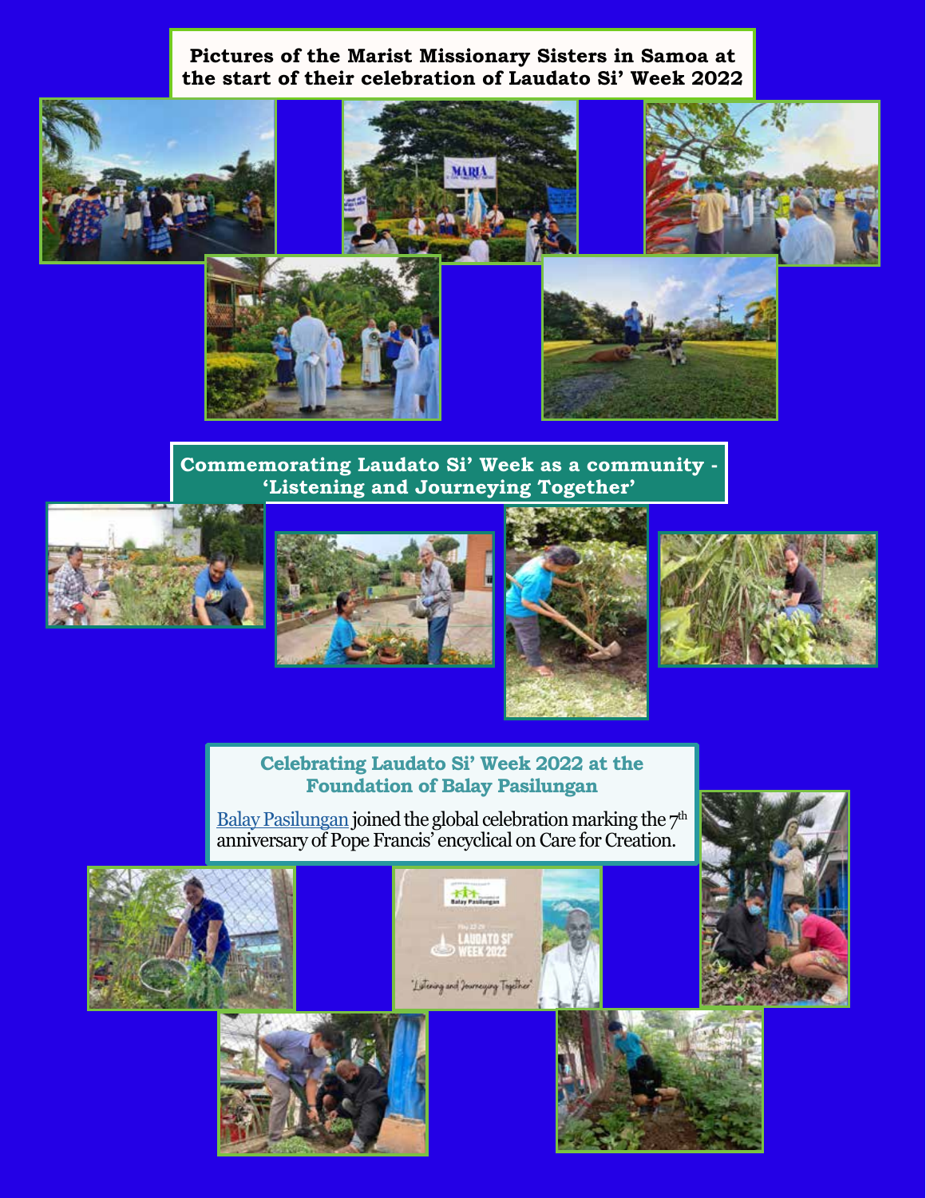**Pictures of the Marist Missionary Sisters in Samoa at the start of their celebration of Laudato Si' Week 2022**

**Commemorating Laudato Si' Week as a community - 'Listening and Journeying Together'**

**Celebrating Laudato Si' Week 2022 at the Foundation of Balay Pasilungan**

Balay Pasilungan joined the global celebration marking the 7th anniversary of Pope Francis' encyclical on Care for Creation.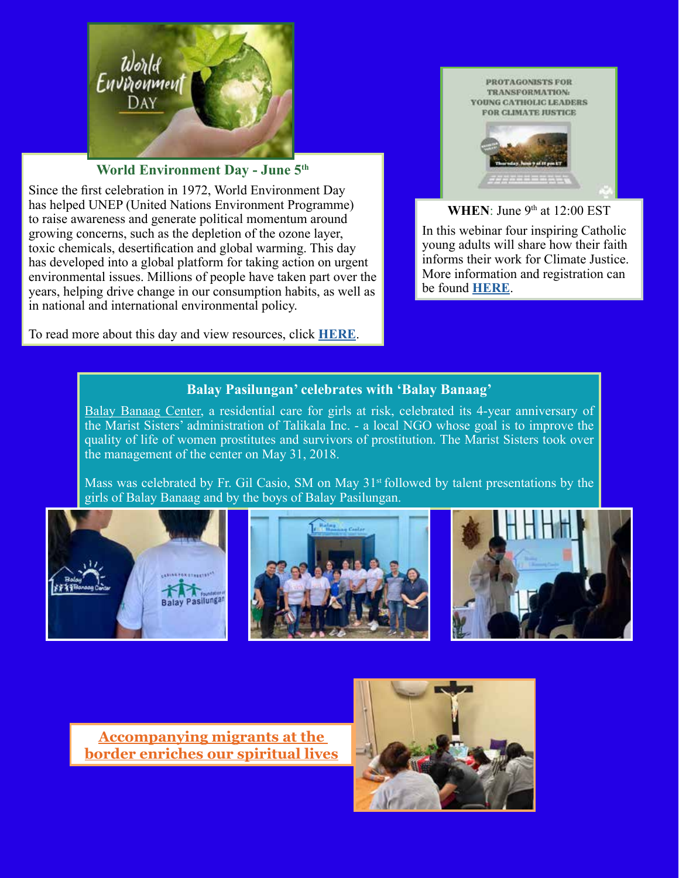## World Environment Day - June 5th

Since the first celebration in 1972, World Environment Day has helped UNEP (United Nations Environment Programme) to raise awareness and generate political momentum around growing concerns, such as the depletion of the ozone layer, toxic chemicals, desertification and global warming. This day has developed into a global platform for taking action on urgent environmental issues. Millions of people have taken part over the years, helping drive change in our consumption habits, as well as in national and international environmental policy.

To read more about this day and view resources, click **HERE**.

**WHEN**: June 9th at 12:00 EST

In this webinar four inspiring Catholic young adults will share how their faith informs their work for Climate Justice. More information and registration can be found **HERE**.

## Balay Pasilungan' celebrates with 'Balay Banaag'

Balay Banaag Center, a residential care for girls at risk, celebrated its 4-year anniversary of the Marist Sisters' administration of Talikala Inc. - a local NGO whose goal is to improve the quality of life of women prostitutes and survivors of prostitution. The Marist Sisters took over the management of the center on May 31, 2018.

Mass was celebrated by Fr. Gil Casio, SM on May 31st followed by talent presentations by the girls of Balay Banaag and by the boys of Balay Pasilungan.

**Accompanying migrants at the border enriches our spiritual lives**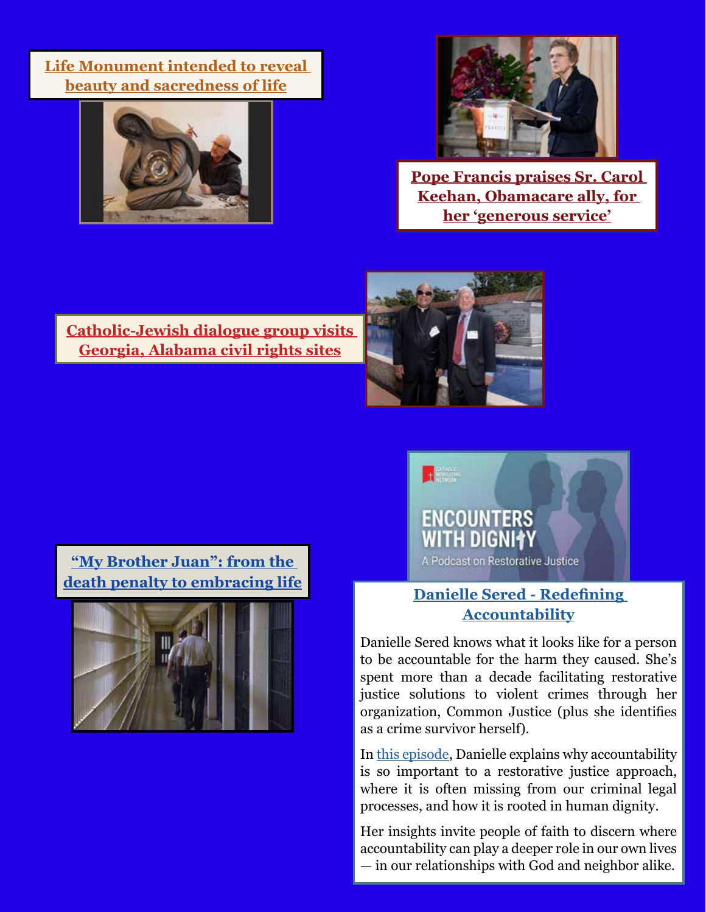**Life Monument intended to reveal beauty and sacredness of life**

**Pope Francis praises Sr. Carol Keehan, Obamacare ally, for her 'generous service'**

**Catholic-Jewish dialogue group visits Georgia, Alabama civil rights sites**

**"My Brother Juan": from the death penalty to embracing life**

ENCOUNTERS WITH DIGNITY

A Podcast on Restorative Justice

**Danielle Sered - Redefining Accountability**

Danielle Sered knows what it looks like for a person to be accountable for the harm they caused. She's spent more than a decade facilitating restorative justice solutions to violent crimes through her organization, Common Justice (plus she identifies as a crime survivor herself).

In this episode, Danielle explains why accountability is so important to a restorative justice approach, where it is often missing from our criminal legal processes, and how it is rooted in human dignity.

Her insights invite people of faith to discern where accountability can play a deeper role in our own lives — in our relationships with God and neighbor alike.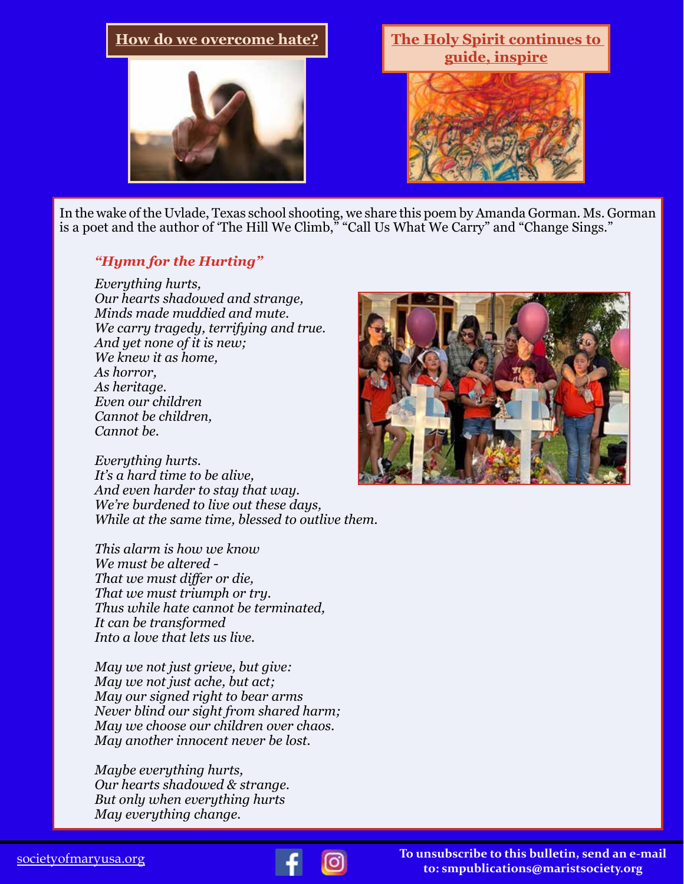**How do we overcome hate?**

**The Holy Spirit continues to guide, inspire**

In the wake of the Uvlade, Texas school shooting, we share this poem by Amanda Gorman. Ms. Gorman is a poet and the author of 'The Hill We Climb," "Call Us What We Carry" and "Change Sings."

***"Hymn for the Hurting"***

*Everything hurts,*
*Our hearts shadowed and strange,*
*Minds made muddied and mute.*
*We carry tragedy, terrifying and true.*
*And yet none of it is new;*
*We knew it as home,*
*As horror,*
*As heritage.*
*Even our children*
*Cannot be children,*
*Cannot be.*

*Everything hurts.*
*It's a hard time to be alive,*
*And even harder to stay that way.*
*We're burdened to live out these days,*
*While at the same time, blessed to outlive them.*

*This alarm is how we know*
*We must be altered -*
*That we must differ or die,*
*That we must triumph or try.*
*Thus while hate cannot be terminated,*
*It can be transformed*
*Into a love that lets us live.*

*May we not just grieve, but give:*
*May we not just ache, but act;*
*May our signed right to bear arms*
*Never blind our sight from shared harm;*
*May we choose our children over chaos.*
*May another innocent never be lost.*

*Maybe everything hurts,*
*Our hearts shadowed & strange.*
*But only when everything hurts*
*May everything change.*

societyofmaryusa.org

**To unsubscribe to this bulletin, send an e-mail to: smpublications@maristsociety.org**